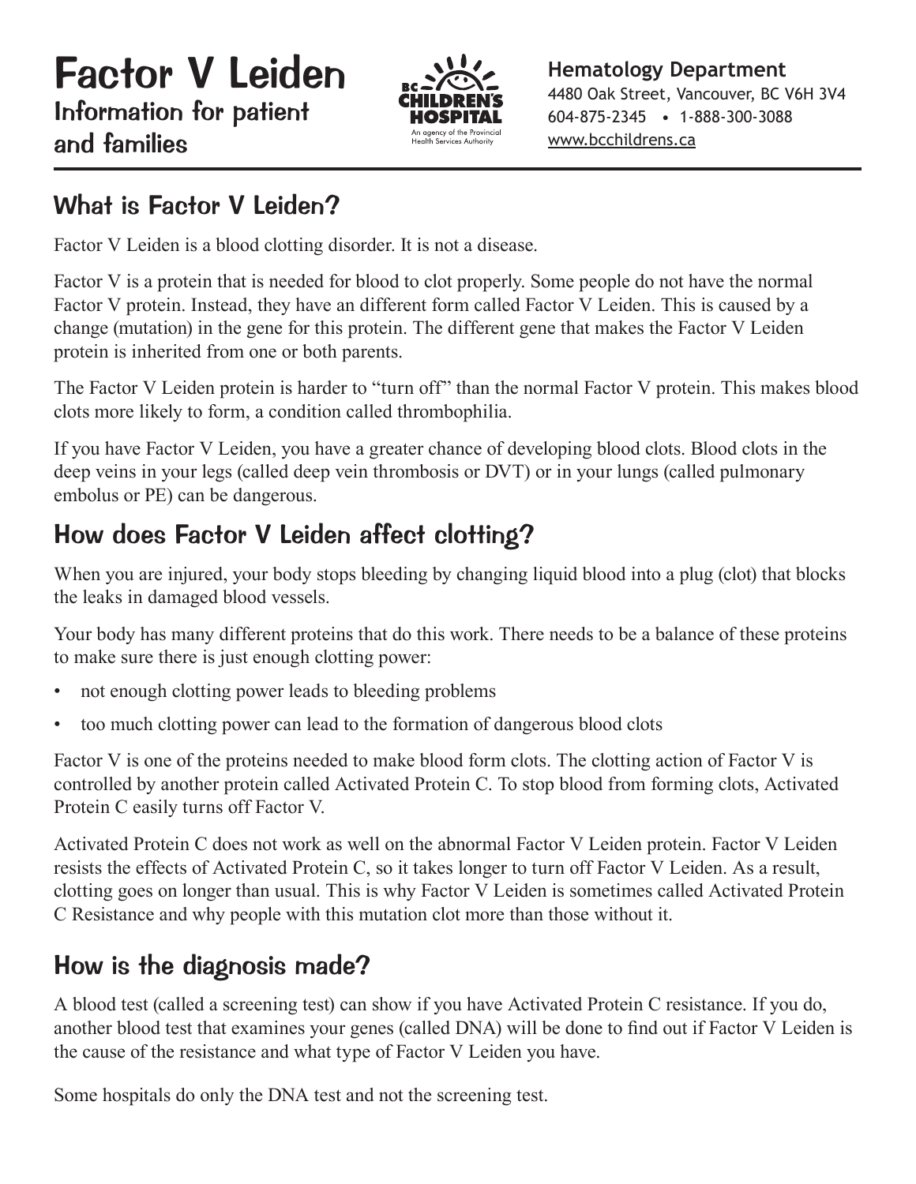# Factor V Leiden

## Information for patient and families

**Hematology Department**
4480 Oak Street, Vancouver, BC V6H 3V4
604-875-2345 • 1-888-300-3088
www.bcchildrens.ca

## What is Factor V Leiden?

Factor V Leiden is a blood clotting disorder. It is not a disease.

Factor V is a protein that is needed for blood to clot properly. Some people do not have the normal Factor V protein. Instead, they have an different form called Factor V Leiden. This is caused by a change (mutation) in the gene for this protein. The different gene that makes the Factor V Leiden protein is inherited from one or both parents.

The Factor V Leiden protein is harder to "turn off" than the normal Factor V protein. This makes blood clots more likely to form, a condition called thrombophilia.

If you have Factor V Leiden, you have a greater chance of developing blood clots. Blood clots in the deep veins in your legs (called deep vein thrombosis or DVT) or in your lungs (called pulmonary embolus or PE) can be dangerous.

## How does Factor V Leiden affect clotting?

When you are injured, your body stops bleeding by changing liquid blood into a plug (clot) that blocks the leaks in damaged blood vessels.

Your body has many different proteins that do this work. There needs to be a balance of these proteins to make sure there is just enough clotting power:

- not enough clotting power leads to bleeding problems
- too much clotting power can lead to the formation of dangerous blood clots

Factor V is one of the proteins needed to make blood form clots. The clotting action of Factor V is controlled by another protein called Activated Protein C. To stop blood from forming clots, Activated Protein C easily turns off Factor V.

Activated Protein C does not work as well on the abnormal Factor V Leiden protein. Factor V Leiden resists the effects of Activated Protein C, so it takes longer to turn off Factor V Leiden. As a result, clotting goes on longer than usual. This is why Factor V Leiden is sometimes called Activated Protein C Resistance and why people with this mutation clot more than those without it.

## How is the diagnosis made?

A blood test (called a screening test) can show if you have Activated Protein C resistance. If you do, another blood test that examines your genes (called DNA) will be done to find out if Factor V Leiden is the cause of the resistance and what type of Factor V Leiden you have.

Some hospitals do only the DNA test and not the screening test.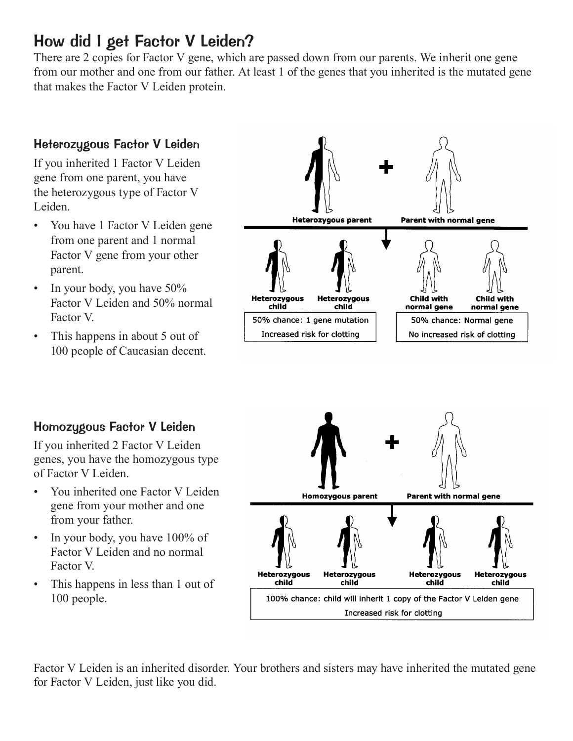# How did I get Factor V Leiden?

There are 2 copies for Factor V gene, which are passed down from our parents. We inherit one gene from our mother and one from our father. At least 1 of the genes that you inherited is the mutated gene that makes the Factor V Leiden protein.

## Heterozygous Factor V Leiden

If you inherited 1 Factor V Leiden gene from one parent, you have the heterozygous type of Factor V Leiden.

- You have 1 Factor V Leiden gene from one parent and 1 normal Factor V gene from your other parent.
- In your body, you have 50% Factor V Leiden and 50% normal Factor V.
- This happens in about 5 out of 100 people of Caucasian decent.

Heterozygous parent + Parent with normal gene

Heterozygous child, Heterozygous child — 50% chance: 1 gene mutation. Increased risk for clotting

Child with normal gene, Child with normal gene — 50% chance: Normal gene. No increased risk of clotting

## Homozygous Factor V Leiden

If you inherited 2 Factor V Leiden genes, you have the homozygous type of Factor V Leiden.

- You inherited one Factor V Leiden gene from your mother and one from your father.
- In your body, you have 100% of Factor V Leiden and no normal Factor V.
- This happens in less than 1 out of 100 people.

Homozygous parent + Parent with normal gene

Heterozygous child, Heterozygous child, Heterozygous child, Heterozygous child — 100% chance: child will inherit 1 copy of the Factor V Leiden gene. Increased risk for clotting

Factor V Leiden is an inherited disorder. Your brothers and sisters may have inherited the mutated gene for Factor V Leiden, just like you did.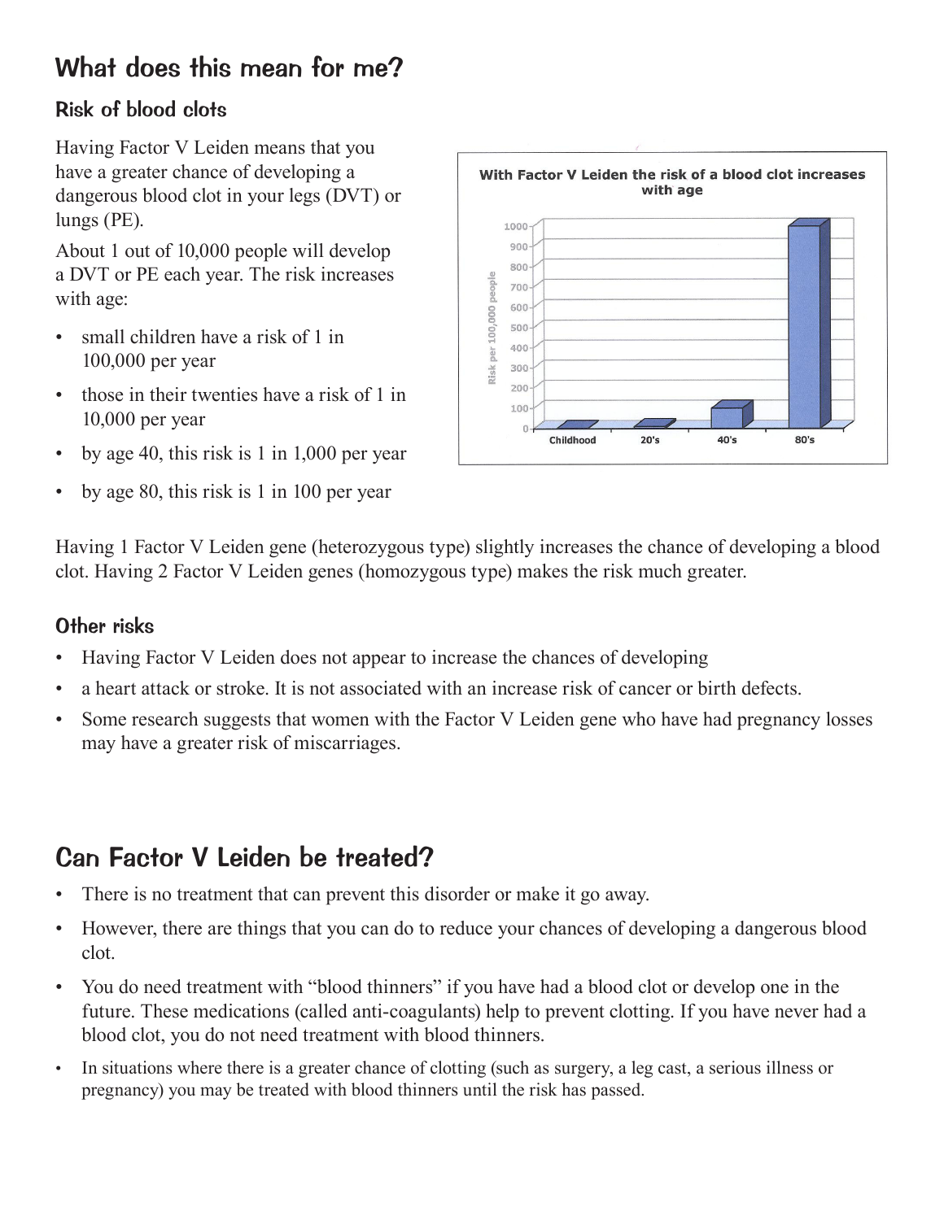## What does this mean for me?

### Risk of blood clots

Having Factor V Leiden means that you have a greater chance of developing a dangerous blood clot in your legs (DVT) or lungs (PE).

About 1 out of 10,000 people will develop a DVT or PE each year. The risk increases with age:

- small children have a risk of 1 in 100,000 per year
- those in their twenties have a risk of 1 in 10,000 per year
- by age 40, this risk is 1 in 1,000 per year
- by age 80, this risk is 1 in 100 per year

**With Factor V Leiden the risk of a blood clot increases with age**

| Age | Risk per 100,000 people |
| --- | --- |
| Childhood | ~1 |
| 20's | ~10 |
| 40's | ~100 |
| 80's | ~1000 |

Having 1 Factor V Leiden gene (heterozygous type) slightly increases the chance of developing a blood clot. Having 2 Factor V Leiden genes (homozygous type) makes the risk much greater.

### Other risks

- Having Factor V Leiden does not appear to increase the chances of developing
- a heart attack or stroke. It is not associated with an increase risk of cancer or birth defects.
- Some research suggests that women with the Factor V Leiden gene who have had pregnancy losses may have a greater risk of miscarriages.

## Can Factor V Leiden be treated?

- There is no treatment that can prevent this disorder or make it go away.
- However, there are things that you can do to reduce your chances of developing a dangerous blood clot.
- You do need treatment with "blood thinners" if you have had a blood clot or develop one in the future. These medications (called anti-coagulants) help to prevent clotting. If you have never had a blood clot, you do not need treatment with blood thinners.
- In situations where there is a greater chance of clotting (such as surgery, a leg cast, a serious illness or pregnancy) you may be treated with blood thinners until the risk has passed.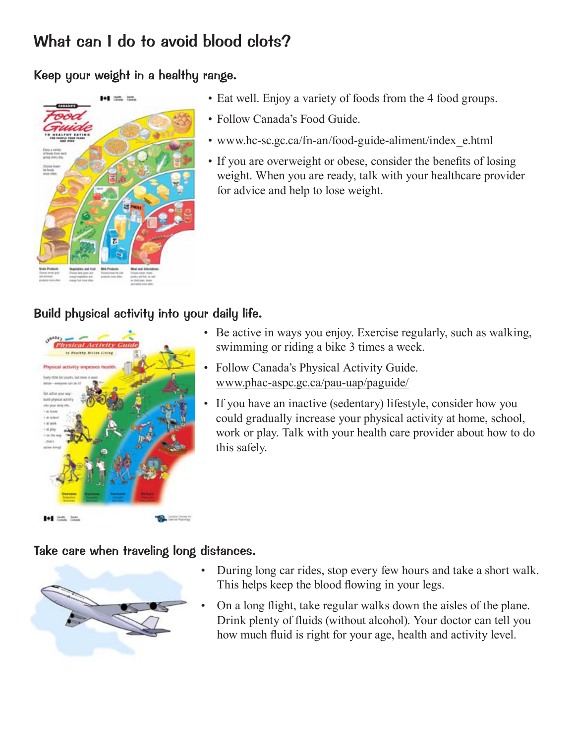# What can I do to avoid blood clots?

## Keep your weight in a healthy range.

- Eat well. Enjoy a variety of foods from the 4 food groups.
- Follow Canada's Food Guide.
- www.hc-sc.gc.ca/fn-an/food-guide-aliment/index_e.html
- If you are overweight or obese, consider the benefits of losing weight. When you are ready, talk with your healthcare provider for advice and help to lose weight.

## Build physical activity into your daily life.

- Be active in ways you enjoy. Exercise regularly, such as walking, swimming or riding a bike 3 times a week.
- Follow Canada's Physical Activity Guide. www.phac-aspc.gc.ca/pau-uap/paguide/
- If you have an inactive (sedentary) lifestyle, consider how you could gradually increase your physical activity at home, school, work or play. Talk with your health care provider about how to do this safely.

## Take care when traveling long distances.

- During long car rides, stop every few hours and take a short walk. This helps keep the blood flowing in your legs.
- On a long flight, take regular walks down the aisles of the plane. Drink plenty of fluids (without alcohol). Your doctor can tell you how much fluid is right for your age, health and activity level.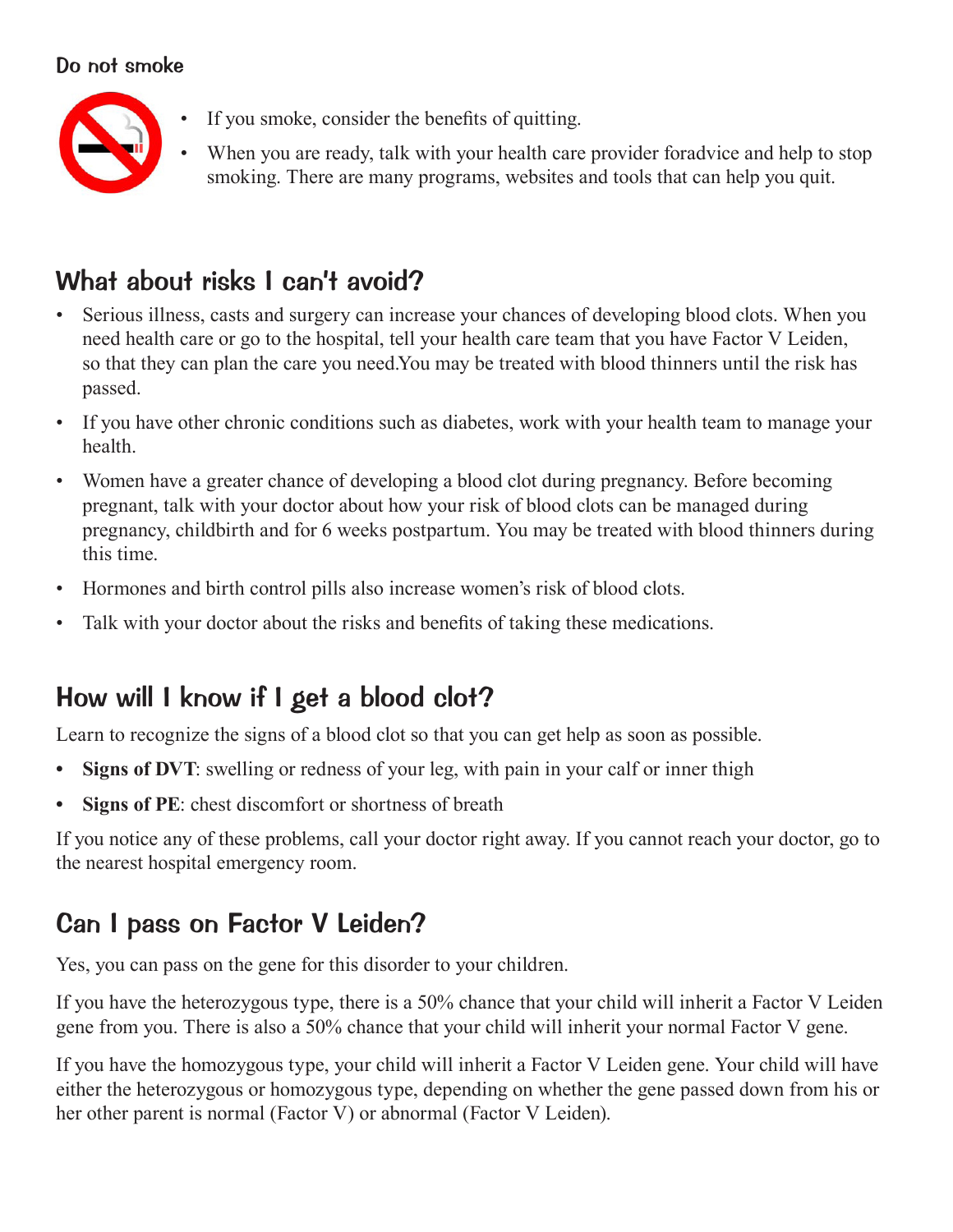### Do not smoke

- If you smoke, consider the benefits of quitting.
- When you are ready, talk with your health care provider foradvice and help to stop smoking. There are many programs, websites and tools that can help you quit.

## What about risks I can't avoid?

- Serious illness, casts and surgery can increase your chances of developing blood clots. When you need health care or go to the hospital, tell your health care team that you have Factor V Leiden, so that they can plan the care you need.You may be treated with blood thinners until the risk has passed.
- If you have other chronic conditions such as diabetes, work with your health team to manage your health.
- Women have a greater chance of developing a blood clot during pregnancy. Before becoming pregnant, talk with your doctor about how your risk of blood clots can be managed during pregnancy, childbirth and for 6 weeks postpartum. You may be treated with blood thinners during this time.
- Hormones and birth control pills also increase women's risk of blood clots.
- Talk with your doctor about the risks and benefits of taking these medications.

## How will I know if I get a blood clot?

Learn to recognize the signs of a blood clot so that you can get help as soon as possible.

- **Signs of DVT**: swelling or redness of your leg, with pain in your calf or inner thigh
- **Signs of PE**: chest discomfort or shortness of breath

If you notice any of these problems, call your doctor right away. If you cannot reach your doctor, go to the nearest hospital emergency room.

## Can I pass on Factor V Leiden?

Yes, you can pass on the gene for this disorder to your children.

If you have the heterozygous type, there is a 50% chance that your child will inherit a Factor V Leiden gene from you. There is also a 50% chance that your child will inherit your normal Factor V gene.

If you have the homozygous type, your child will inherit a Factor V Leiden gene. Your child will have either the heterozygous or homozygous type, depending on whether the gene passed down from his or her other parent is normal (Factor V) or abnormal (Factor V Leiden).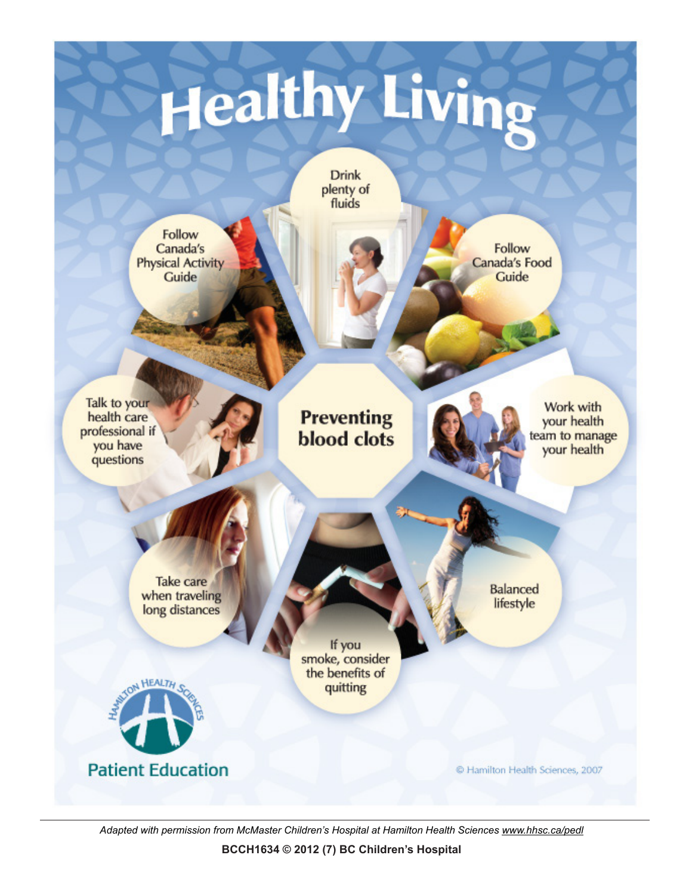# Healthy Living

## Preventing blood clots

- Drink plenty of fluids
- Follow Canada's Food Guide
- Work with your health team to manage your health
- Balanced lifestyle
- If you smoke, consider the benefits of quitting
- Take care when traveling long distances
- Talk to your health care professional if you have questions
- Follow Canada's Physical Activity Guide

HAMILTON HEALTH SCIENCES

Patient Education

© Hamilton Health Sciences, 2007

*Adapted with permission from McMaster Children's Hospital at Hamilton Health Sciences www.hhsc.ca/pedl*

**BCCH1634 © 2012 (7) BC Children's Hospital**